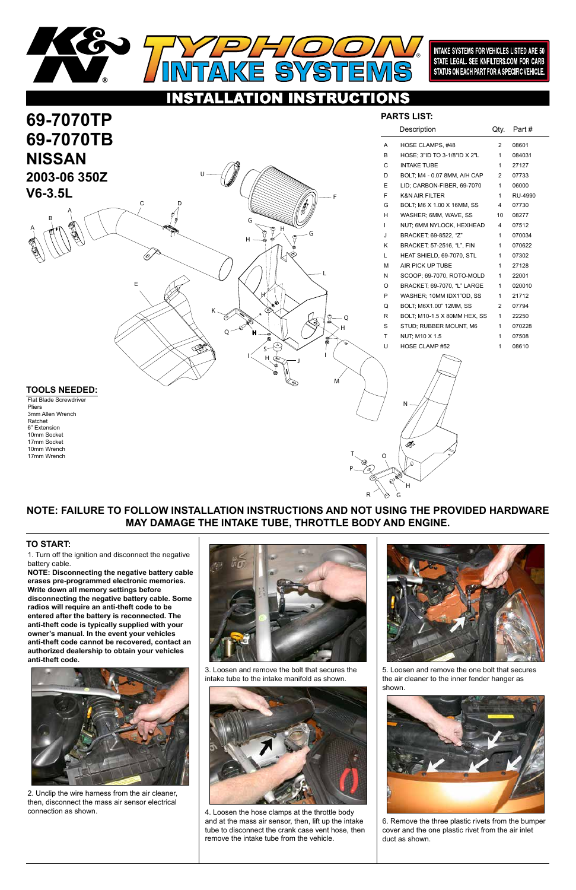# K&N TYPHOON INTAKE SYSTEMS

INTAKE SYSTEMS FOR VEHICLES LISTED ARE 50 STATE LEGAL. SEE KNFILTERS.COM FOR CARB STATUS ON EACH PART FOR A SPECIFIC VEHICLE.

## INSTALLATION INSTRUCTIONS

# 69-7070TP
# 69-7070TB
# NISSAN
## 2003-06 350Z
## V6-3.5L

### PARTS LIST:

| | Description | Qty. | Part # |
|---|---|---|---|
| A | HOSE CLAMPS, #48 | 2 | 08601 |
| B | HOSE; 3"ID TO 3-1/8"ID X 2"L | 1 | 084031 |
| C | INTAKE TUBE | 1 | 27127 |
| D | BOLT; M4 - 0.07 8MM, A/H CAP | 2 | 07733 |
| E | LID; CARBON-FIBER, 69-7070 | 1 | 06000 |
| F | K&N AIR FILTER | 1 | RU-4990 |
| G | BOLT; M6 X 1.00 X 16MM, SS | 4 | 07730 |
| H | WASHER; 6MM, WAVE, SS | 10 | 08277 |
| I | NUT; 6MM NYLOCK, HEXHEAD | 4 | 07512 |
| J | BRACKET; 69-8522, "Z" | 1 | 070034 |
| K | BRACKET; 57-2516, "L", FIN | 1 | 070622 |
| L | HEAT SHIELD, 69-7070, STL | 1 | 07302 |
| M | AIR PICK UP TUBE | 1 | 27128 |
| N | SCOOP; 69-7070, ROTO-MOLD | 1 | 22001 |
| O | BRACKET; 69-7070, "L" LARGE | 1 | 020010 |
| P | WASHER; 10MM IDX1"OD, SS | 1 | 21712 |
| Q | BOLT; M6X1.00" 12MM, SS | 2 | 07794 |
| R | BOLT; M10-1.5 X 80MM HEX, SS | 1 | 22250 |
| S | STUD; RUBBER MOUNT, M6 | 1 | 070228 |
| T | NUT; M10 X 1.5 | 1 | 07508 |
| U | HOSE CLAMP #52 | 1 | 08610 |

### TOOLS NEEDED:

Flat Blade Screwdriver
Pliers
3mm Allen Wrench
Ratchet
6" Extension
10mm Socket
17mm Socket
10mm Wrench
17mm Wrench

**NOTE: FAILURE TO FOLLOW INSTALLATION INSTRUCTIONS AND NOT USING THE PROVIDED HARDWARE MAY DAMAGE THE INTAKE TUBE, THROTTLE BODY AND ENGINE.**

### TO START:

1. Turn off the ignition and disconnect the negative battery cable.

**NOTE: Disconnecting the negative battery cable erases pre-programmed electronic memories. Write down all memory settings before disconnecting the negative battery cable. Some radios will require an anti-theft code to be entered after the battery is reconnected. The anti-theft code is typically supplied with your owner's manual. In the event your vehicles anti-theft code cannot be recovered, contact an authorized dealership to obtain your vehicles anti-theft code.**

2. Unclip the wire harness from the air cleaner, then, disconnect the mass air sensor electrical connection as shown.

3. Loosen and remove the bolt that secures the intake tube to the intake manifold as shown.

4. Loosen the hose clamps at the throttle body and at the mass air sensor, then, lift up the intake tube to disconnect the crank case vent hose, then remove the intake tube from the vehicle.

5. Loosen and remove the one bolt that secures the air cleaner to the inner fender hanger as shown.

6. Remove the three plastic rivets from the bumper cover and the one plastic rivet from the air inlet duct as shown.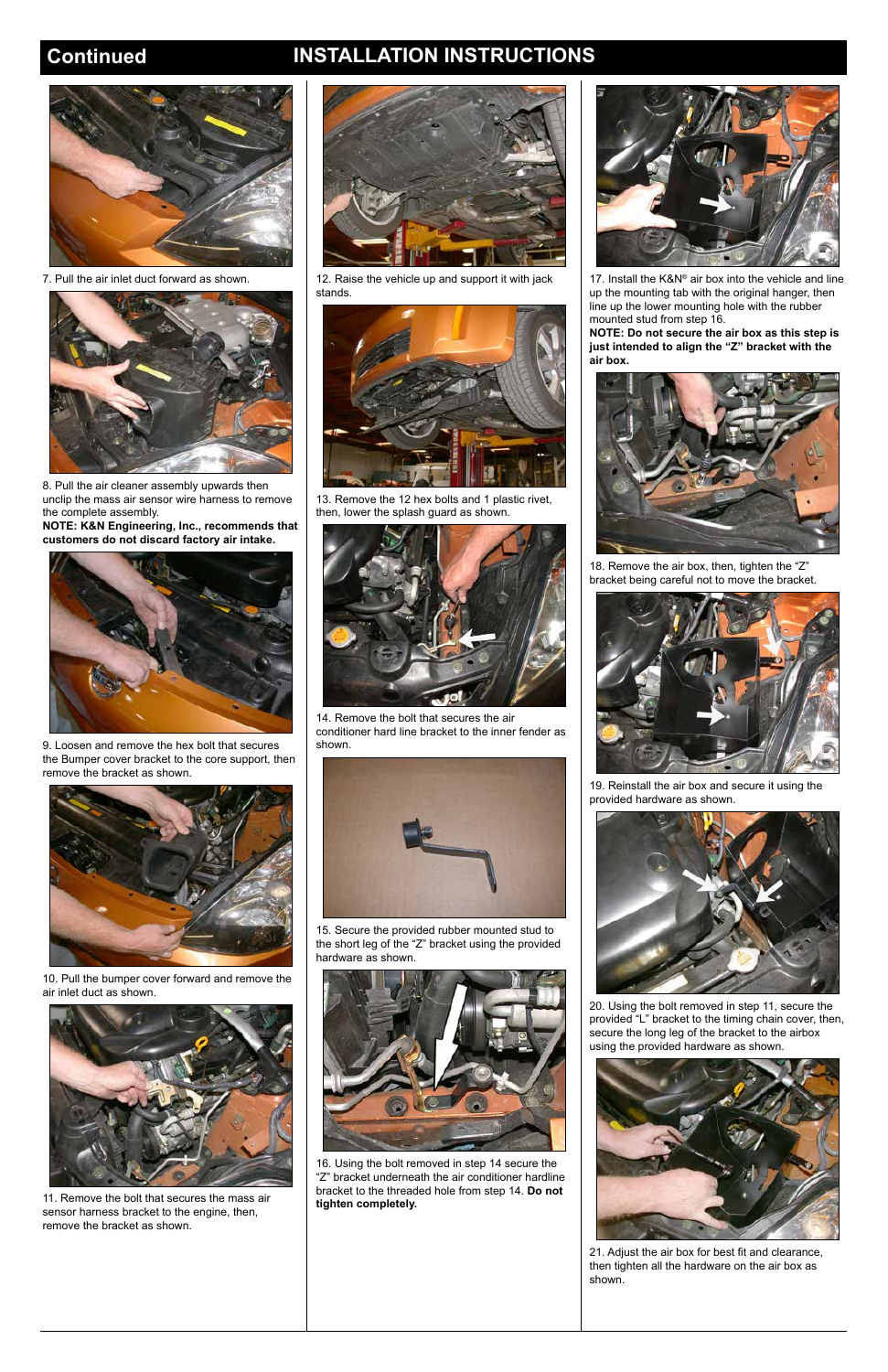## Continued INSTALLATION INSTRUCTIONS

7. Pull the air inlet duct forward as shown.

8. Pull the air cleaner assembly upwards then unclip the mass air sensor wire harness to remove the complete assembly.
**NOTE: K&N Engineering, Inc., recommends that customers do not discard factory air intake.**

9. Loosen and remove the hex bolt that secures the Bumper cover bracket to the core support, then remove the bracket as shown.

10. Pull the bumper cover forward and remove the air inlet duct as shown.

11. Remove the bolt that secures the mass air sensor harness bracket to the engine, then, remove the bracket as shown.

12. Raise the vehicle up and support it with jack stands.

13. Remove the 12 hex bolts and 1 plastic rivet, then, lower the splash guard as shown.

14. Remove the bolt that secures the air conditioner hard line bracket to the inner fender as shown.

15. Secure the provided rubber mounted stud to the short leg of the "Z" bracket using the provided hardware as shown.

16. Using the bolt removed in step 14 secure the "Z" bracket underneath the air conditioner hardline bracket to the threaded hole from step 14. **Do not tighten completely.**

17. Install the K&N® air box into the vehicle and line up the mounting tab with the original hanger, then line up the lower mounting hole with the rubber mounted stud from step 16.
**NOTE: Do not secure the air box as this step is just intended to align the "Z" bracket with the air box.**

18. Remove the air box, then, tighten the "Z" bracket being careful not to move the bracket.

19. Reinstall the air box and secure it using the provided hardware as shown.

20. Using the bolt removed in step 11, secure the provided "L" bracket to the timing chain cover, then, secure the long leg of the bracket to the airbox using the provided hardware as shown.

21. Adjust the air box for best fit and clearance, then tighten all the hardware on the air box as shown.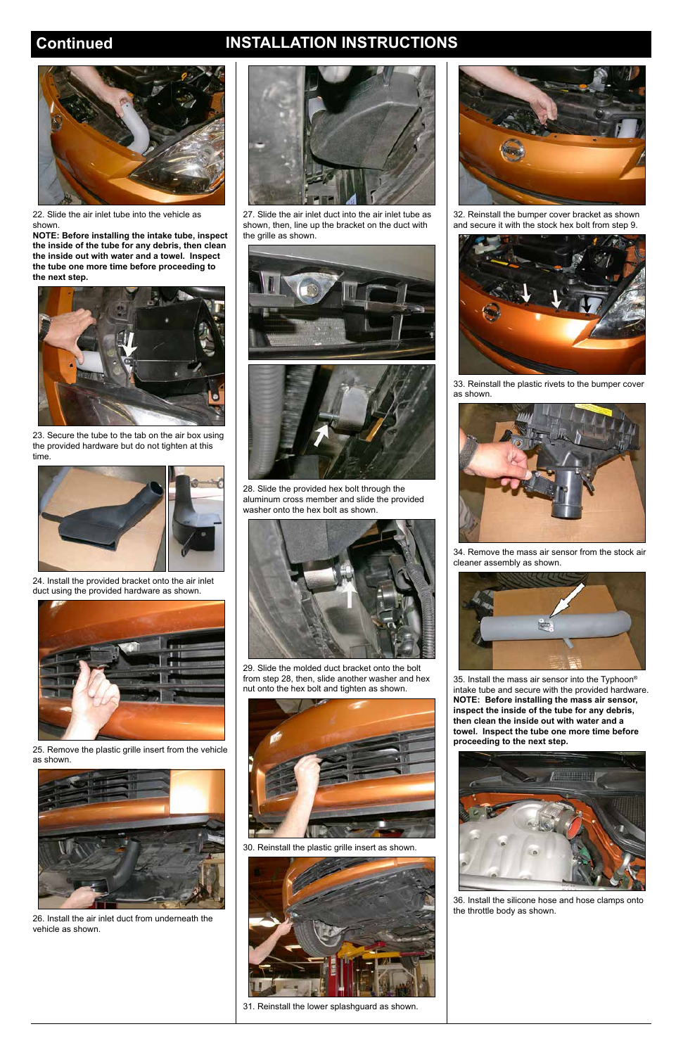## Continued INSTALLATION INSTRUCTIONS

22. Slide the air inlet tube into the vehicle as shown.
**NOTE: Before installing the intake tube, inspect the inside of the tube for any debris, then clean the inside out with water and a towel. Inspect the tube one more time before proceeding to the next step.**

23. Secure the tube to the tab on the air box using the provided hardware but do not tighten at this time.

24. Install the provided bracket onto the air inlet duct using the provided hardware as shown.

25. Remove the plastic grille insert from the vehicle as shown.

26. Install the air inlet duct from underneath the vehicle as shown.

27. Slide the air inlet duct into the air inlet tube as shown, then, line up the bracket on the duct with the grille as shown.

28. Slide the provided hex bolt through the aluminum cross member and slide the provided washer onto the hex bolt as shown.

29. Slide the molded duct bracket onto the bolt from step 28, then, slide another washer and hex nut onto the hex bolt and tighten as shown.

30. Reinstall the plastic grille insert as shown.

31. Reinstall the lower splashguard as shown.

32. Reinstall the bumper cover bracket as shown and secure it with the stock hex bolt from step 9.

33. Reinstall the plastic rivets to the bumper cover as shown.

34. Remove the mass air sensor from the stock air cleaner assembly as shown.

35. Install the mass air sensor into the Typhoon® intake tube and secure with the provided hardware.
**NOTE: Before installing the mass air sensor, inspect the inside of the tube for any debris, then clean the inside out with water and a towel. Inspect the tube one more time before proceeding to the next step.**

36. Install the silicone hose and hose clamps onto the throttle body as shown.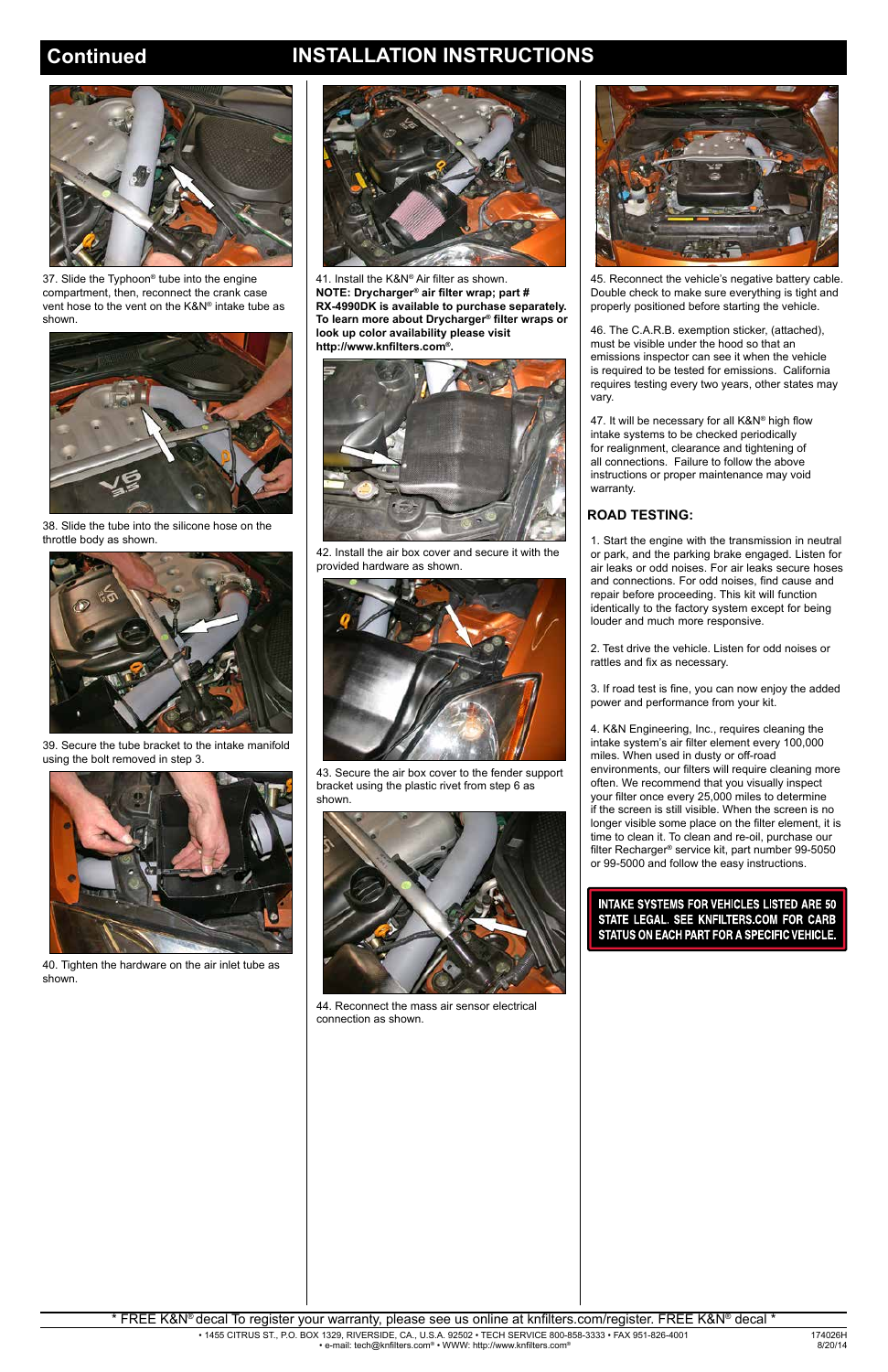## Continued INSTALLATION INSTRUCTIONS

37. Slide the Typhoon® tube into the engine compartment, then, reconnect the crank case vent hose to the vent on the K&N® intake tube as shown.

38. Slide the tube into the silicone hose on the throttle body as shown.

39. Secure the tube bracket to the intake manifold using the bolt removed in step 3.

40. Tighten the hardware on the air inlet tube as shown.

41. Install the K&N® Air filter as shown.
**NOTE: Drycharger® air filter wrap; part # RX-4990DK is available to purchase separately. To learn more about Drycharger® filter wraps or look up color availability please visit http://www.knfilters.com®.**

42. Install the air box cover and secure it with the provided hardware as shown.

43. Secure the air box cover to the fender support bracket using the plastic rivet from step 6 as shown.

44. Reconnect the mass air sensor electrical connection as shown.

45. Reconnect the vehicle's negative battery cable. Double check to make sure everything is tight and properly positioned before starting the vehicle.

46. The C.A.R.B. exemption sticker, (attached), must be visible under the hood so that an emissions inspector can see it when the vehicle is required to be tested for emissions. California requires testing every two years, other states may vary.

47. It will be necessary for all K&N® high flow intake systems to be checked periodically for realignment, clearance and tightening of all connections. Failure to follow the above instructions or proper maintenance may void warranty.

### ROAD TESTING:

1. Start the engine with the transmission in neutral or park, and the parking brake engaged. Listen for air leaks or odd noises. For air leaks secure hoses and connections. For odd noises, find cause and repair before proceeding. This kit will function identically to the factory system except for being louder and much more responsive.

2. Test drive the vehicle. Listen for odd noises or rattles and fix as necessary.

3. If road test is fine, you can now enjoy the added power and performance from your kit.

4. K&N Engineering, Inc., requires cleaning the intake system's air filter element every 100,000 miles. When used in dusty or off-road environments, our filters will require cleaning more often. We recommend that you visually inspect your filter once every 25,000 miles to determine if the screen is still visible. When the screen is no longer visible some place on the filter element, it is time to clean it. To clean and re-oil, purchase our filter Recharger® service kit, part number 99-5050 or 99-5000 and follow the easy instructions.

**INTAKE SYSTEMS FOR VEHICLES LISTED ARE 50 STATE LEGAL. SEE KNFILTERS.COM FOR CARB STATUS ON EACH PART FOR A SPECIFIC VEHICLE.**

* FREE K&N® decal To register your warranty, please see us online at knfilters.com/register. FREE K&N® decal *

• 1455 CITRUS ST., P.O. BOX 1329, RIVERSIDE, CA., U.S.A. 92502 • TECH SERVICE 800-858-3333 • FAX 951-826-4001
• e-mail: tech@knfilters.com® • WWW: http://www.knfilters.com®

174026H
8/20/14